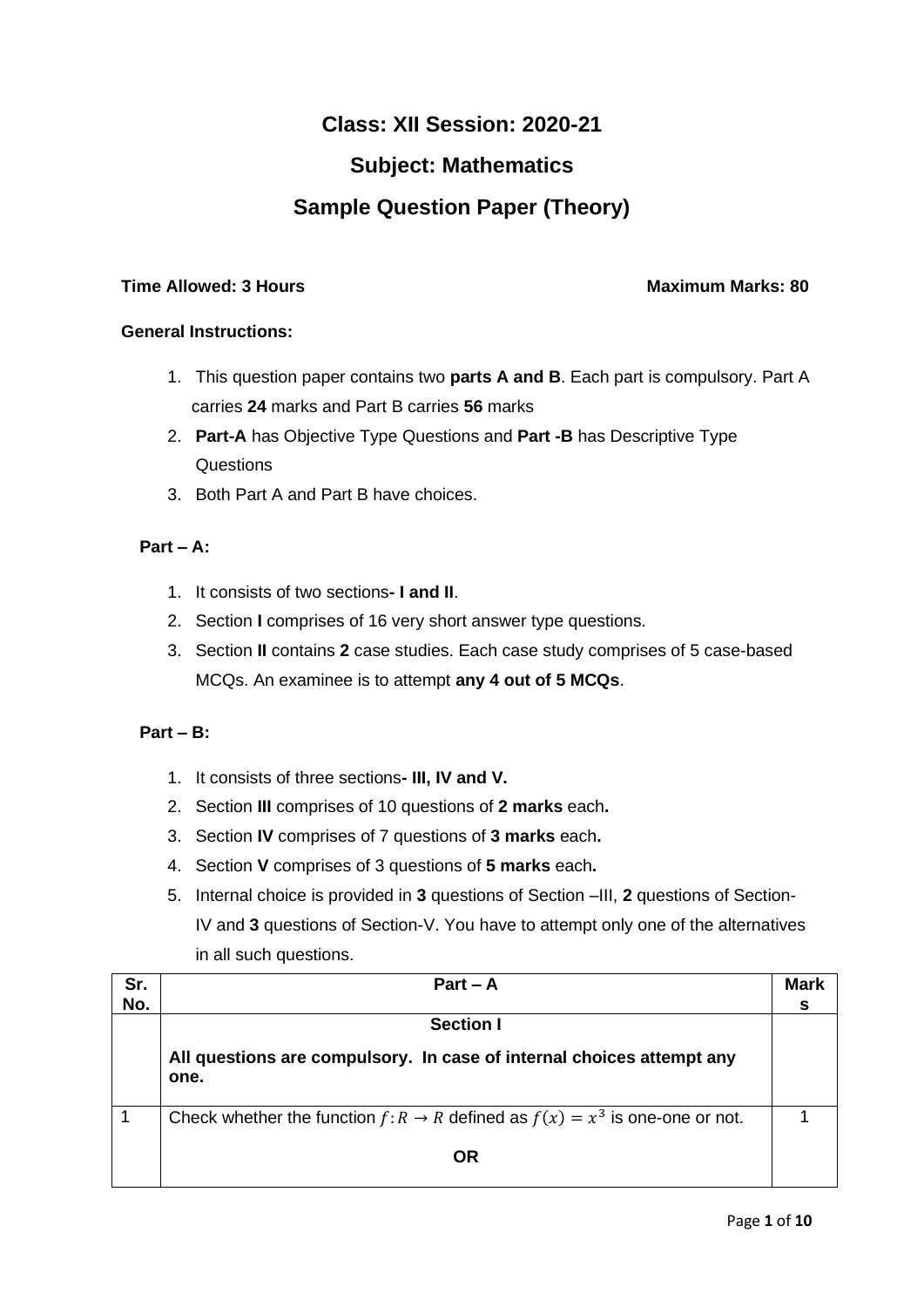# Class: XII Session: 2020-21

## Subject: Mathematics

## Sample Question Paper (Theory)

**Time Allowed: 3 Hours** **Maximum Marks: 80**

**General Instructions:**

1. This question paper contains two **parts A and B**. Each part is compulsory. Part A carries **24** marks and Part B carries **56** marks
2. **Part-A** has Objective Type Questions and **Part -B** has Descriptive Type Questions
3. Both Part A and Part B have choices.

**Part – A:**

1. It consists of two sections**- I and II**.
2. Section **I** comprises of 16 very short answer type questions.
3. Section **II** contains **2** case studies. Each case study comprises of 5 case-based MCQs. An examinee is to attempt **any 4 out of 5 MCQs**.

**Part – B:**

1. It consists of three sections**- III, IV and V.**
2. Section **III** comprises of 10 questions of **2 marks** each**.**
3. Section **IV** comprises of 7 questions of **3 marks** each**.**
4. Section **V** comprises of 3 questions of **5 marks** each**.**
5. Internal choice is provided in **3** questions of Section –III, **2** questions of Section-IV and **3** questions of Section-V. You have to attempt only one of the alternatives in all such questions.

| Sr. No. | Part – A | Marks |
|---|---|---|
| | **Section I**<br>**All questions are compulsory. In case of internal choices attempt any one.** | |
| 1 | Check whether the function $f: R \to R$ defined as $f(x) = x^3$ is one-one or not.<br>**OR** | 1 |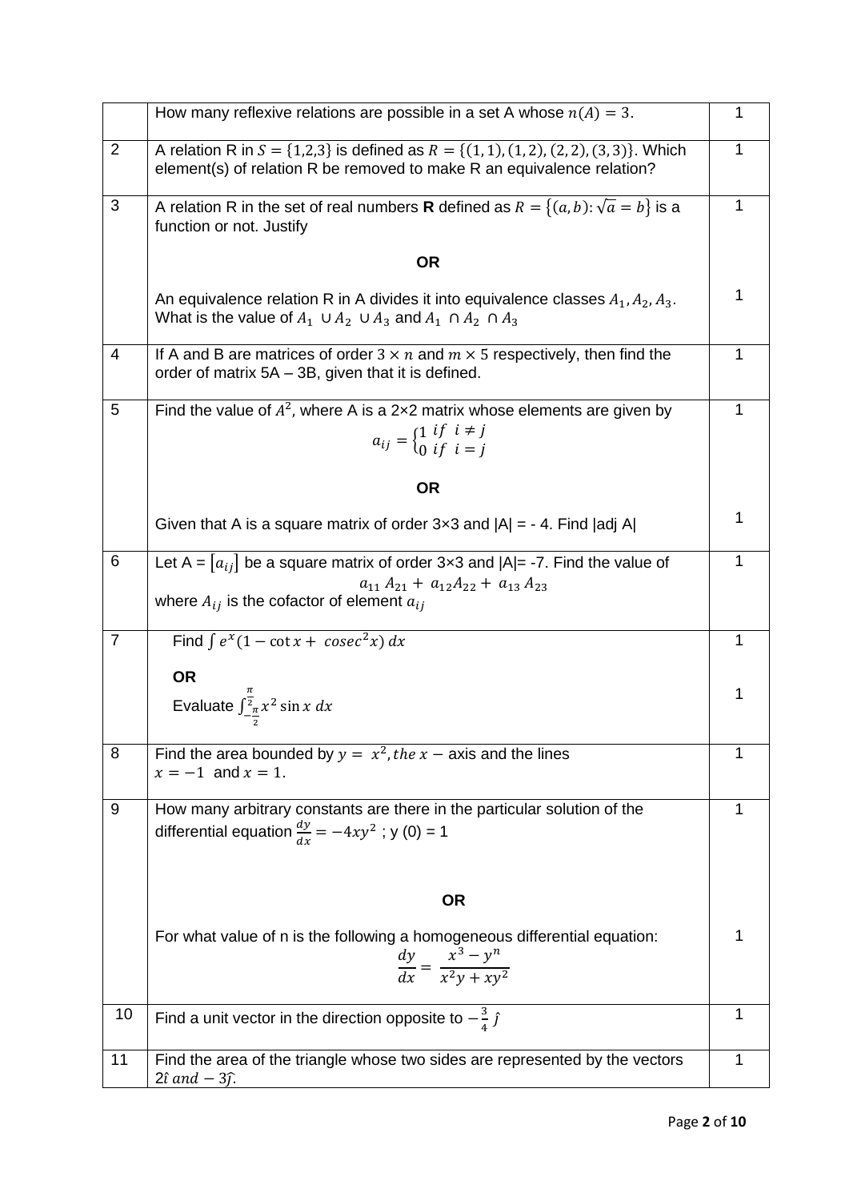|  | How many reflexive relations are possible in a set A whose $n(A) = 3$. | 1 |
|---|---|---|
| 2 | A relation R in $S = \{1,2,3\}$ is defined as $R = \{(1,1),(1,2),(2,2),(3,3)\}$. Which element(s) of relation R be removed to make R an equivalence relation? | 1 |
| 3 | A relation R in the set of real numbers **R** defined as $R = \{(a,b): \sqrt{a} = b\}$ is a function or not. Justify<br><br>**OR**<br><br>An equivalence relation R in A divides it into equivalence classes $A_1, A_2, A_3$. What is the value of $A_1 \cup A_2 \cup A_3$ and $A_1 \cap A_2 \cap A_3$ | 1<br><br><br><br>1 |
| 4 | If A and B are matrices of order $3 \times n$ and $m \times 5$ respectively, then find the order of matrix 5A – 3B, given that it is defined. | 1 |
| 5 | Find the value of $A^2$, where A is a 2×2 matrix whose elements are given by $$a_{ij} = \begin{cases} 1 & if \ \ i \neq j \\ 0 & if \ \ i = j \end{cases}$$ **OR**<br><br>Given that A is a square matrix of order 3×3 and \|A\| = - 4. Find \|adj A\| | 1<br><br><br><br>1 |
| 6 | Let A = $[a_{ij}]$ be a square matrix of order 3×3 and \|A\|= -7. Find the value of $$a_{11}A_{21} + a_{12}A_{22} + a_{13}A_{23}$$ where $A_{ij}$ is the cofactor of element $a_{ij}$ | 1 |
| 7 | Find $\int e^x(1 - \cot x + cosec^2 x)\, dx$<br><br>**OR**<br><br>Evaluate $\int_{-\frac{\pi}{2}}^{\frac{\pi}{2}} x^2 \sin x \, dx$ | 1<br><br><br><br>1 |
| 8 | Find the area bounded by $y = x^2$, the $x-$ axis and the lines $x = -1$ and $x = 1$. | 1 |
| 9 | How many arbitrary constants are there in the particular solution of the differential equation $\frac{dy}{dx} = -4xy^2$ ; y (0) = 1<br><br>**OR**<br><br>For what value of n is the following a homogeneous differential equation: $$\frac{dy}{dx} = \frac{x^3 - y^n}{x^2y + xy^2}$$ | 1<br><br><br><br>1 |
| 10 | Find a unit vector in the direction opposite to $-\frac{3}{4}\hat{j}$ | 1 |
| 11 | Find the area of the triangle whose two sides are represented by the vectors $2\hat{i}$ and $-3\hat{j}$. | 1 |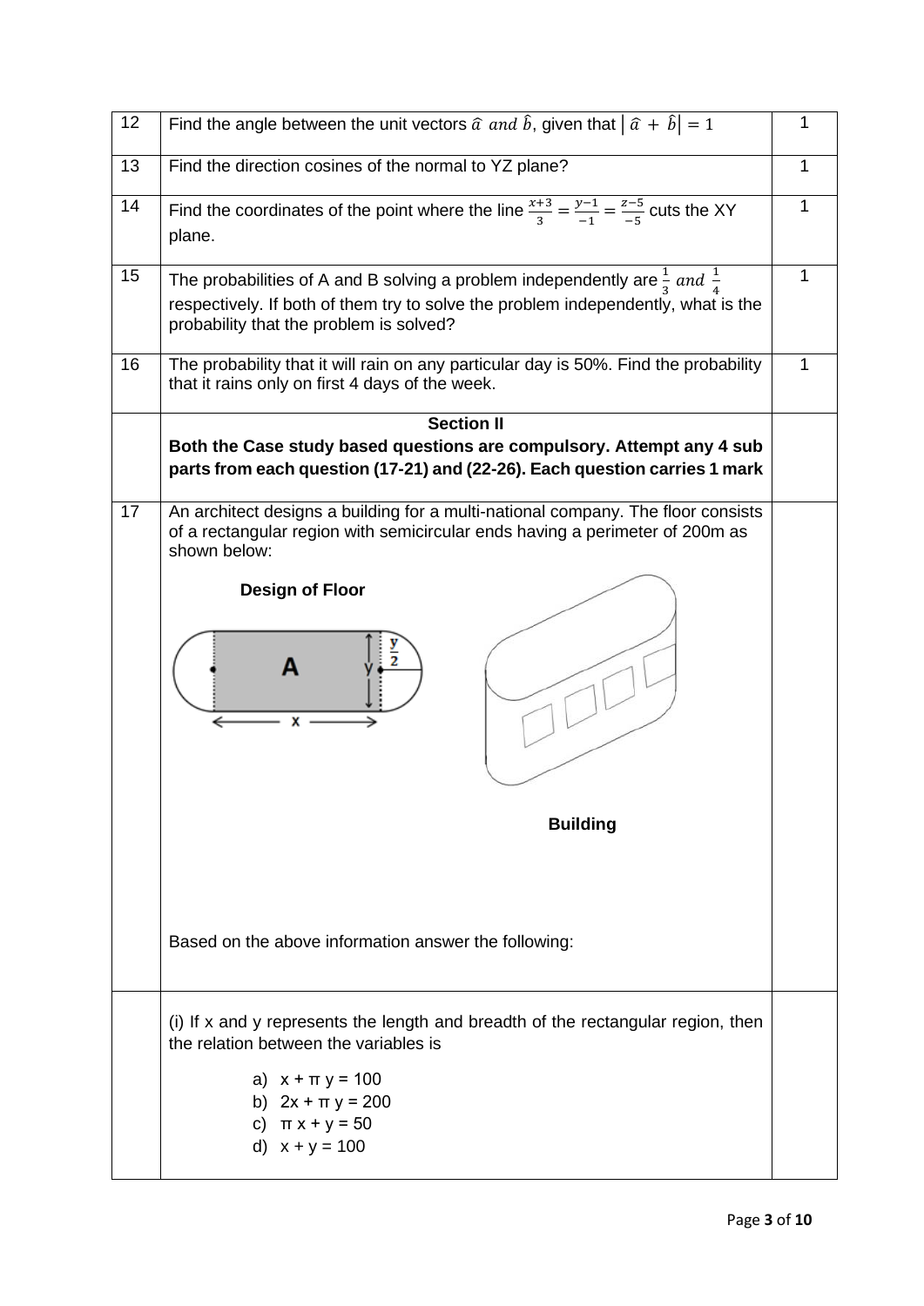| | | |
|---|---|---|
| 12 | Find the angle between the unit vectors $\hat{a}$ *and* $\hat{b}$, given that $\left\| \hat{a} + \hat{b} \right\| = 1$ | 1 |
| 13 | Find the direction cosines of the normal to YZ plane? | 1 |
| 14 | Find the coordinates of the point where the line $\frac{x+3}{3} = \frac{y-1}{-1} = \frac{z-5}{-5}$ cuts the XY plane. | 1 |
| 15 | The probabilities of A and B solving a problem independently are $\frac{1}{3}$ *and* $\frac{1}{4}$ respectively. If both of them try to solve the problem independently, what is the probability that the problem is solved? | 1 |
| 16 | The probability that it will rain on any particular day is 50%. Find the probability that it rains only on first 4 days of the week. | 1 |
| | **Section II** **Both the Case study based questions are compulsory. Attempt any 4 sub parts from each question (17-21) and (22-26). Each question carries 1 mark** | |
| 17 | An architect designs a building for a multi-national company. The floor consists of a rectangular region with semicircular ends having a perimeter of 200m as shown below: **Design of Floor** **Building** Based on the above information answer the following: | |
| | (i) If x and y represents the length and breadth of the rectangular region, then the relation between the variables is a) $x + \pi y = 100$ b) $2x + \pi y = 200$ c) $\pi x + y = 50$ d) $x + y = 100$ | |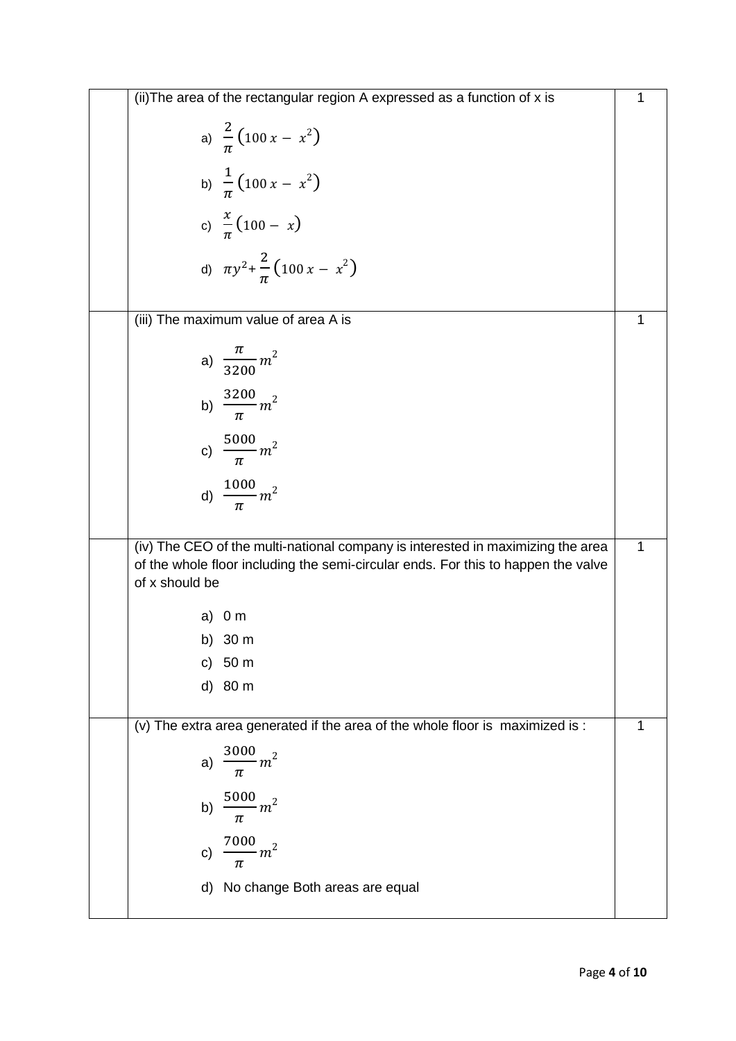| | (ii) The area of the rectangular region A expressed as a function of x is<br><br>a) $\frac{2}{\pi}\left(100\,x - x^2\right)$<br><br>b) $\frac{1}{\pi}\left(100\,x - x^2\right)$<br><br>c) $\frac{x}{\pi}\left(100 - x\right)$<br><br>d) $\pi y^2 + \frac{2}{\pi}\left(100\,x - x^2\right)$ | 1 |
|---|---|---|
| | (iii) The maximum value of area A is<br><br>a) $\frac{\pi}{3200}m^2$<br><br>b) $\frac{3200}{\pi}m^2$<br><br>c) $\frac{5000}{\pi}m^2$<br><br>d) $\frac{1000}{\pi}m^2$ | 1 |
| | (iv) The CEO of the multi-national company is interested in maximizing the area of the whole floor including the semi-circular ends. For this to happen the valve of x should be<br><br>a) 0 m<br>b) 30 m<br>c) 50 m<br>d) 80 m | 1 |
| | (v) The extra area generated if the area of the whole floor is maximized is :<br><br>a) $\frac{3000}{\pi}m^2$<br><br>b) $\frac{5000}{\pi}m^2$<br><br>c) $\frac{7000}{\pi}m^2$<br><br>d) No change Both areas are equal | 1 |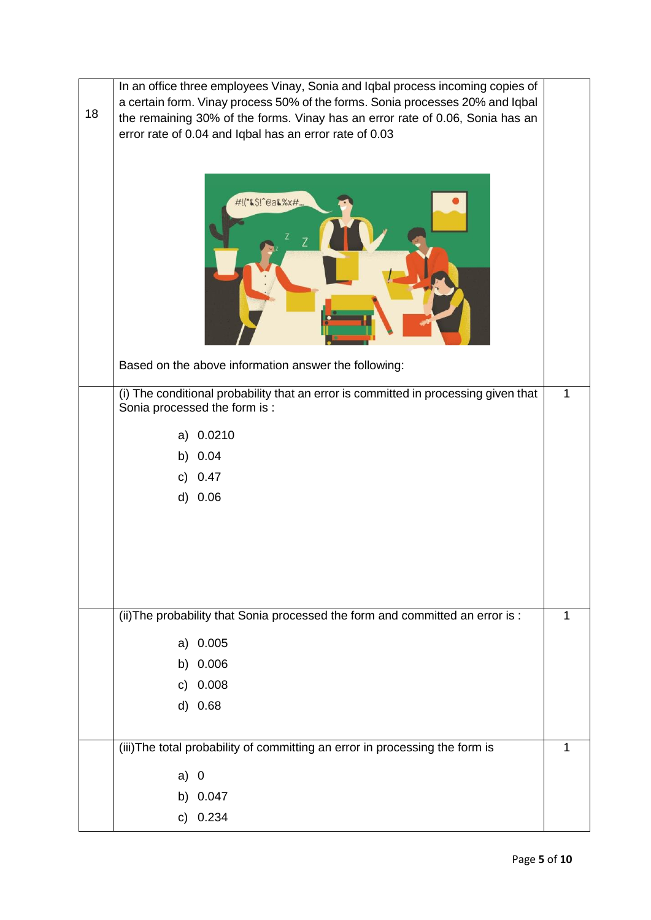| | | |
|---|---|---|
| 18 | In an office three employees Vinay, Sonia and Iqbal process incoming copies of a certain form. Vinay process 50% of the forms. Sonia processes 20% and Iqbal the remaining 30% of the forms. Vinay has an error rate of 0.06, Sonia has an error rate of 0.04 and Iqbal has an error rate of 0.03<br><br>Based on the above information answer the following: | |
| | (i) The conditional probability that an error is committed in processing given that Sonia processed the form is :<br><br>a) 0.0210<br>b) 0.04<br>c) 0.47<br>d) 0.06 | 1 |
| | (ii)The probability that Sonia processed the form and committed an error is :<br><br>a) 0.005<br>b) 0.006<br>c) 0.008<br>d) 0.68 | 1 |
| | (iii)The total probability of committing an error in processing the form is<br><br>a) 0<br>b) 0.047<br>c) 0.234 | 1 |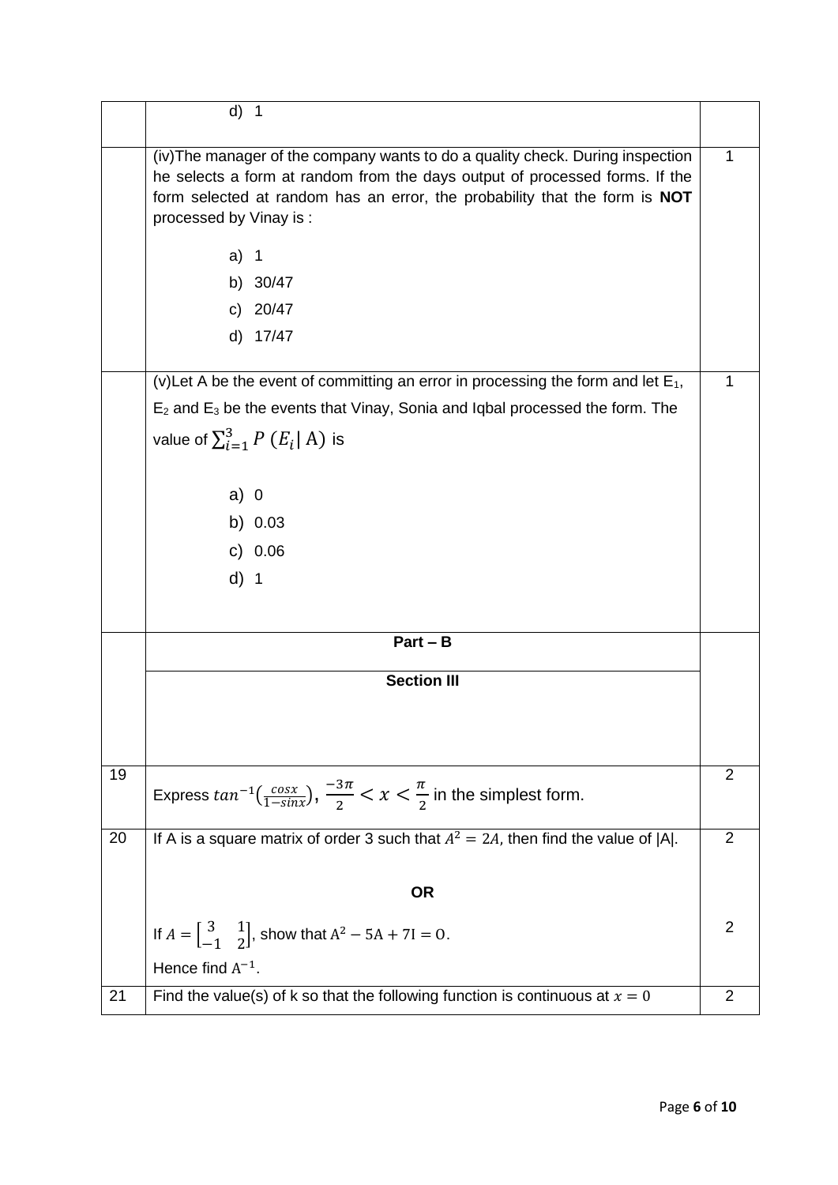| | | |
|---|---|---|
| | d) 1 | |
| | (iv)The manager of the company wants to do a quality check. During inspection he selects a form at random from the days output of processed forms. If the form selected at random has an error, the probability that the form is **NOT** processed by Vinay is :<br><br>a) 1<br>b) 30/47<br>c) 20/47<br>d) 17/47 | 1 |
| | (v)Let A be the event of committing an error in processing the form and let $E_1$, $E_2$ and $E_3$ be the events that Vinay, Sonia and Iqbal processed the form. The value of $\sum_{i=1}^{3} P\,(E_i \vert \text{A})$ is<br><br>a) 0<br>b) 0.03<br>c) 0.06<br>d) 1 | 1 |
| | **Part – B** | |
| | **Section III** | |
| 19 | Express $tan^{-1}\left(\frac{cosx}{1-sinx}\right)$, $\frac{-3\pi}{2} < x < \frac{\pi}{2}$ in the simplest form. | 2 |
| 20 | If A is a square matrix of order 3 such that $A^2 = 2A$, then find the value of $\vert A \vert$.<br><br>**OR**<br><br>If $A = \begin{bmatrix} 3 & 1 \\ -1 & 2 \end{bmatrix}$, show that $A^2 - 5A + 7I = O$.<br>Hence find $A^{-1}$. | 2<br><br><br><br>2 |
| 21 | Find the value(s) of k so that the following function is continuous at $x = 0$ | 2 |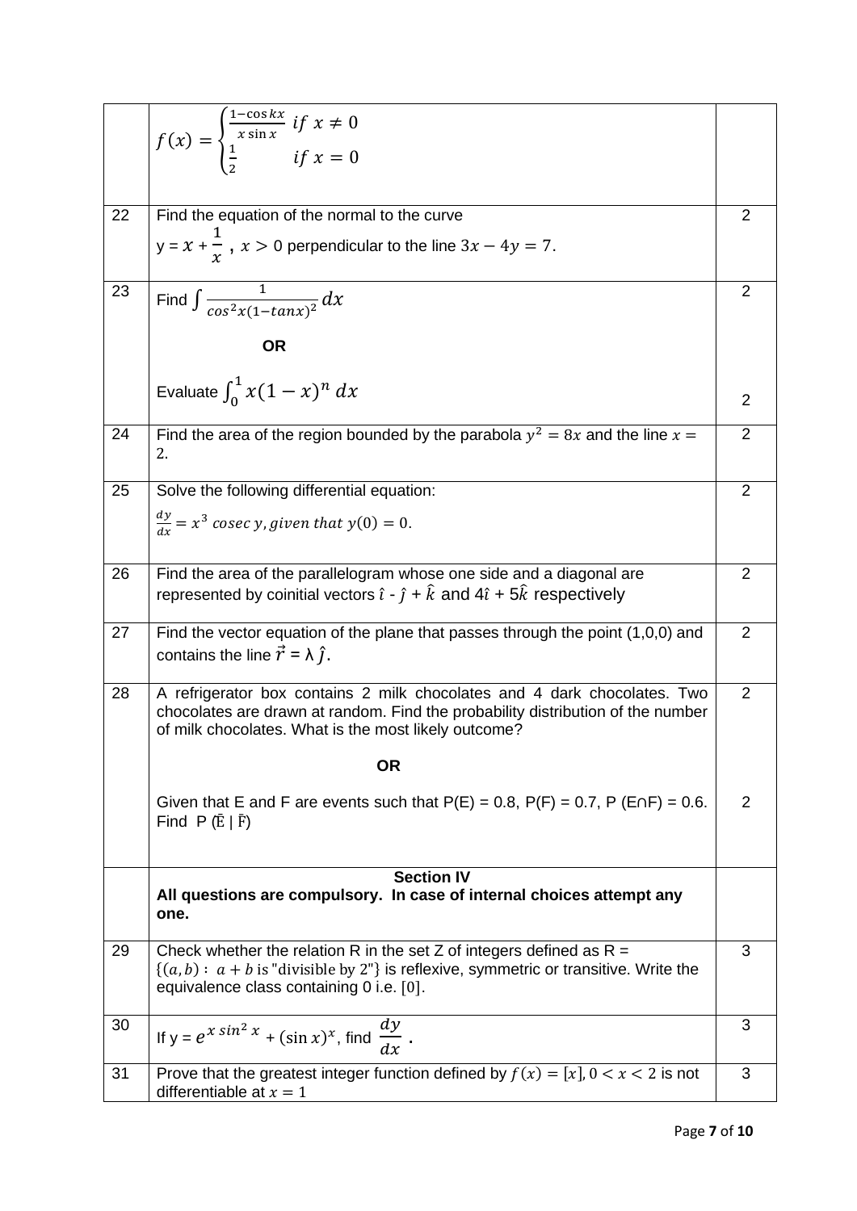| | | |
|---|---|---|
| | $f(x) = \begin{cases} \frac{1-\cos kx}{x \sin x} & if\ x \neq 0 \\ \frac{1}{2} & if\ x = 0 \end{cases}$ | |
| 22 | Find the equation of the normal to the curve <br> y = $x + \dfrac{1}{x}$ , $x > 0$ perpendicular to the line $3x - 4y = 7$. | 2 |
| 23 | Find $\int \frac{1}{cos^2x(1-tanx)^2} dx$ <br><br> **OR** <br><br> Evaluate $\int_0^1 x(1-x)^n\, dx$ | 2 <br><br><br><br> 2 |
| 24 | Find the area of the region bounded by the parabola $y^2 = 8x$ and the line $x = 2$. | 2 |
| 25 | Solve the following differential equation: <br> $\frac{dy}{dx} = x^3\ cosec\ y, given\ that\ y(0) = 0.$ | 2 |
| 26 | Find the area of the parallelogram whose one side and a diagonal are represented by coinitial vectors $\hat{\imath}$ - $\hat{\jmath}$ + $\hat{k}$ and 4$\hat{\imath}$ + 5$\hat{k}$ respectively | 2 |
| 27 | Find the vector equation of the plane that passes through the point (1,0,0) and contains the line $\vec{r}$ = λ $\hat{\jmath}$. | 2 |
| 28 | A refrigerator box contains 2 milk chocolates and 4 dark chocolates. Two chocolates are drawn at random. Find the probability distribution of the number of milk chocolates. What is the most likely outcome? <br><br> **OR** <br><br> Given that E and F are events such that P(E) = 0.8, P(F) = 0.7, P (E∩F) = 0.6. Find P ($\bar{E}$ \| $\bar{F}$) | 2 <br><br><br><br> 2 |
| | **Section IV** <br> **All questions are compulsory. In case of internal choices attempt any one.** | |
| 29 | Check whether the relation R in the set Z of integers defined as R = $\{(a,b) :\ a + b \text{ is "divisible by 2"}\}$ is reflexive, symmetric or transitive. Write the equivalence class containing 0 i.e. $[0]$. | 3 |
| 30 | If y = $e^{x\, sin^2 x}$ + $(\sin x)^x$, find $\dfrac{dy}{dx}$ . | 3 |
| 31 | Prove that the greatest integer function defined by $f(x) = [x], 0 < x < 2$ is not differentiable at $x = 1$ | 3 |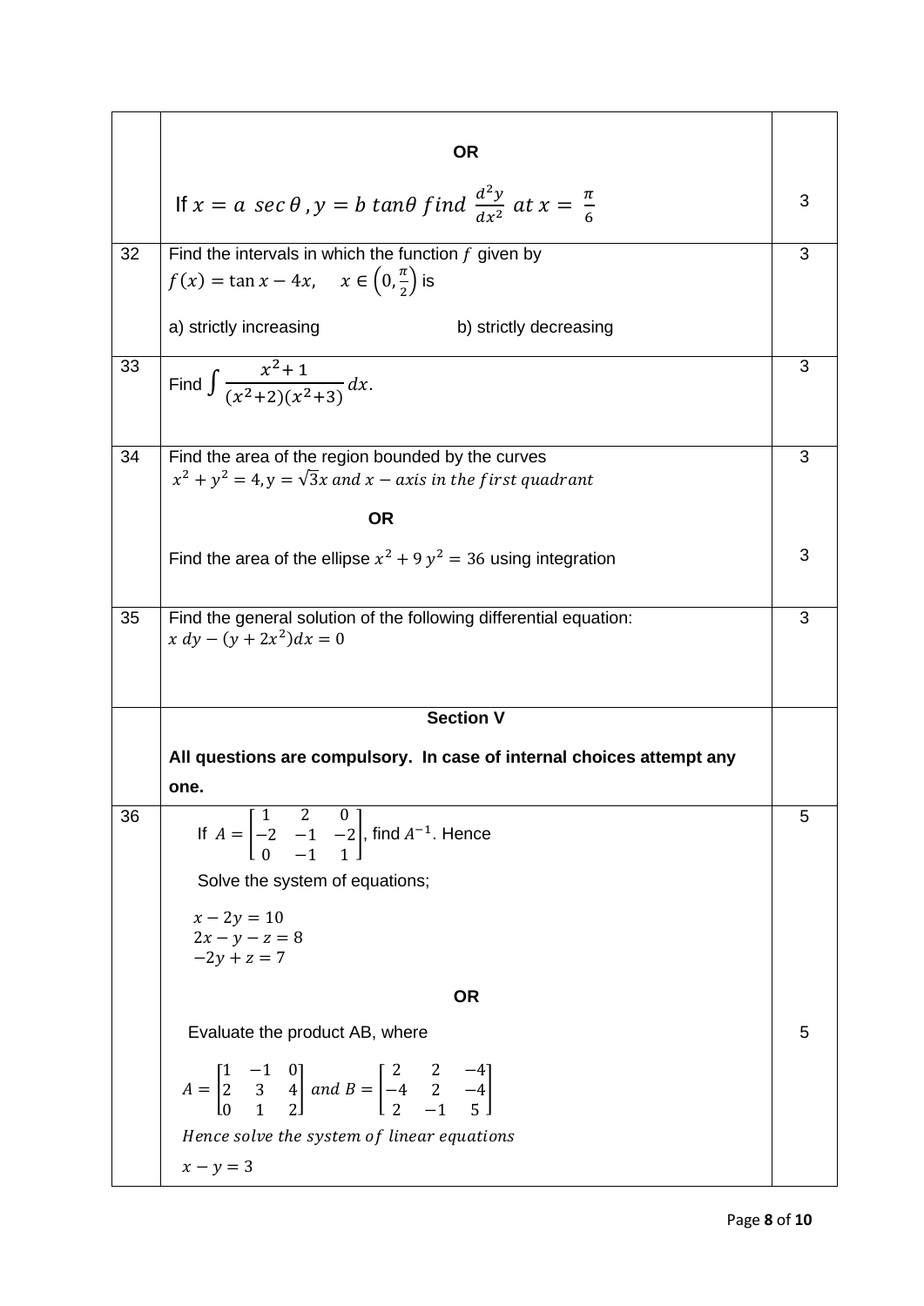| | | |
|---|---|---|
| | **OR** | |
| | If $x = a\ sec\,\theta\ , y = b\ tan\theta\ find\ \frac{d^2y}{dx^2}\ at\ x = \frac{\pi}{6}$ | 3 |
| 32 | Find the intervals in which the function $f$ given by $f(x) = \tan x - 4x, \quad x \in \left(0, \frac{\pi}{2}\right)$ is<br><br>a) strictly increasing b) strictly decreasing | 3 |
| 33 | Find $\int \frac{x^2+1}{(x^2+2)(x^2+3)}\,dx$. | 3 |
| 34 | Find the area of the region bounded by the curves $x^2 + y^2 = 4, y = \sqrt{3}x\ and\ x - axis\ in\ the\ first\ quadrant$ | 3 |
| | **OR** | |
| | Find the area of the ellipse $x^2 + 9\,y^2 = 36$ using integration | 3 |
| 35 | Find the general solution of the following differential equation: $x\ dy - (y + 2x^2)dx = 0$ | 3 |
| | **Section V** | |
| | **All questions are compulsory. In case of internal choices attempt any one.** | |
| 36 | If $A = \begin{bmatrix} 1 & 2 & 0 \\ -2 & -1 & -2 \\ 0 & -1 & 1 \end{bmatrix}$, find $A^{-1}$. Hence<br><br>Solve the system of equations;<br><br>$x - 2y = 10$<br>$2x - y - z = 8$<br>$-2y + z = 7$ | 5 |
| | **OR** | |
| | Evaluate the product AB, where<br><br>$A = \begin{bmatrix} 1 & -1 & 0 \\ 2 & 3 & 4 \\ 0 & 1 & 2 \end{bmatrix}\ and\ B = \begin{bmatrix} 2 & 2 & -4 \\ -4 & 2 & -4 \\ 2 & -1 & 5 \end{bmatrix}$<br><br>*Hence solve the system of linear equations*<br><br>$x - y = 3$ | 5 |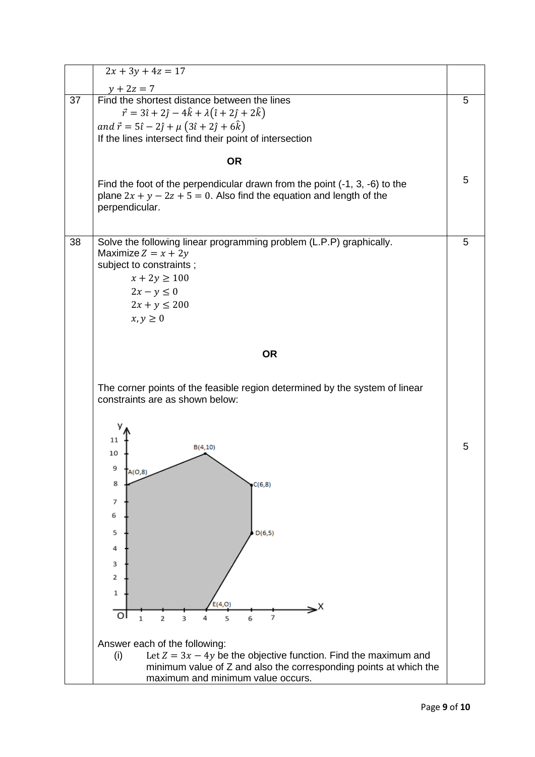$2x + 3y + 4z = 17$

$y + 2z = 7$

**37** Find the shortest distance between the lines **(5)**

$$\vec{r} = 3\hat{\imath} + 2\hat{\jmath} - 4\hat{k} + \lambda(\hat{\imath} + 2\hat{\jmath} + 2\hat{k})$$

$$and\ \vec{r} = 5\hat{\imath} - 2\hat{\jmath} + \mu\,(3\hat{\imath} + 2\hat{\jmath} + 6\hat{k})$$

If the lines intersect find their point of intersection

**OR**

Find the foot of the perpendicular drawn from the point (-1, 3, -6) to the plane $2x + y - 2z + 5 = 0$. Also find the equation and length of the perpendicular. **(5)**

**38** Solve the following linear programming problem (L.P.P) graphically. **(5)**

Maximize $Z = x + 2y$

subject to constraints ;

$x + 2y \geq 100$

$2x - y \leq 0$

$2x + y \leq 200$

$x, y \geq 0$

**OR**

The corner points of the feasible region determined by the system of linear constraints are as shown below: **(5)**

Y

X

O

1 2 3 4 5 6 7

1 2 3 4 5 6 7 8 9 10 11

A(O,8)

B(4,10)

C(6,8)

D(6,5)

E(4,O)

Answer each of the following:

(i) Let $Z = 3x - 4y$ be the objective function. Find the maximum and minimum value of Z and also the corresponding points at which the maximum and minimum value occurs.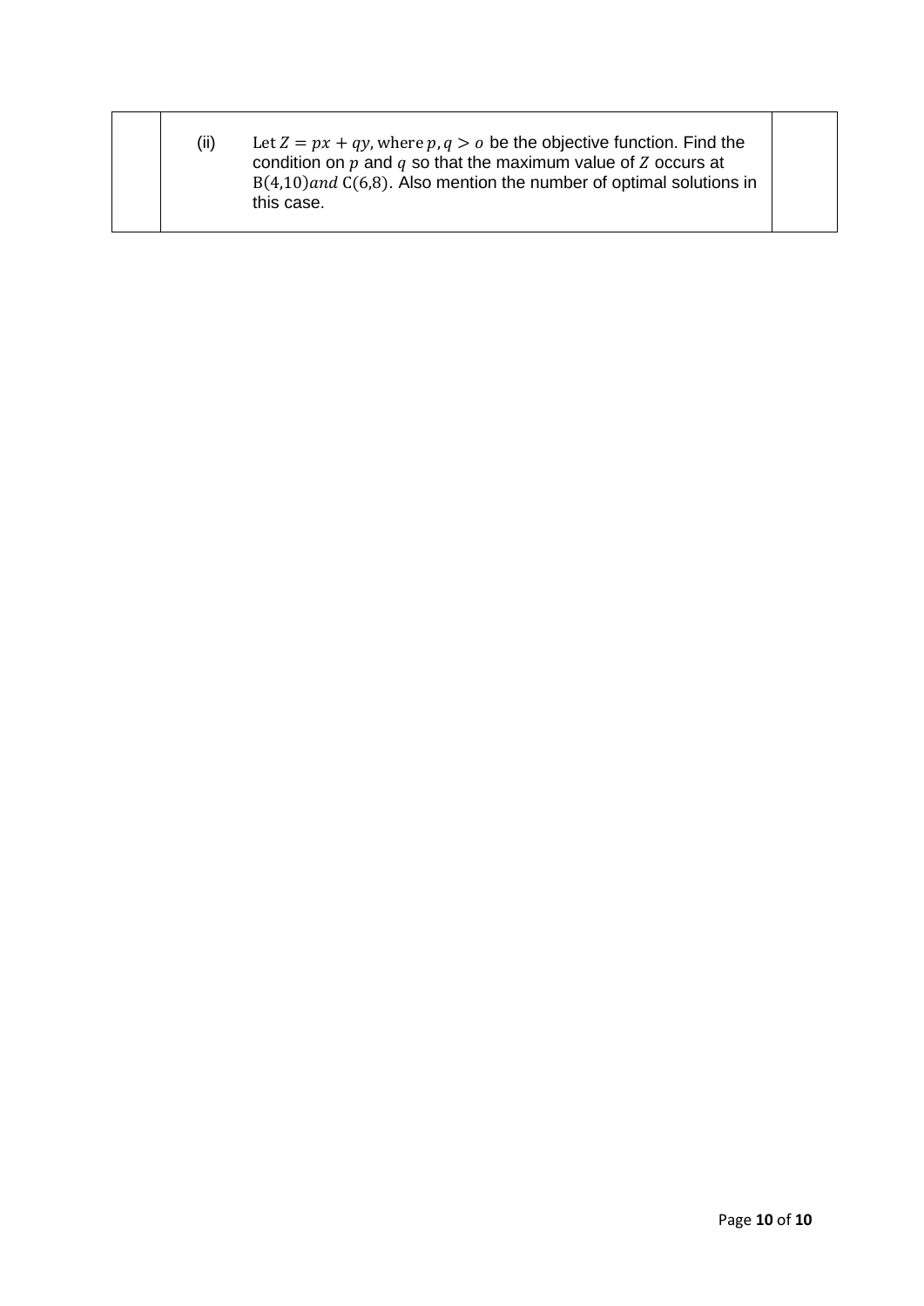| | | |
|---|---|---|
| | (ii) Let $Z = px + qy$, where $p, q > o$ be the objective function. Find the condition on $p$ and $q$ so that the maximum value of $Z$ occurs at $B(4,10)$ *and* $C(6,8)$. Also mention the number of optimal solutions in this case. | |